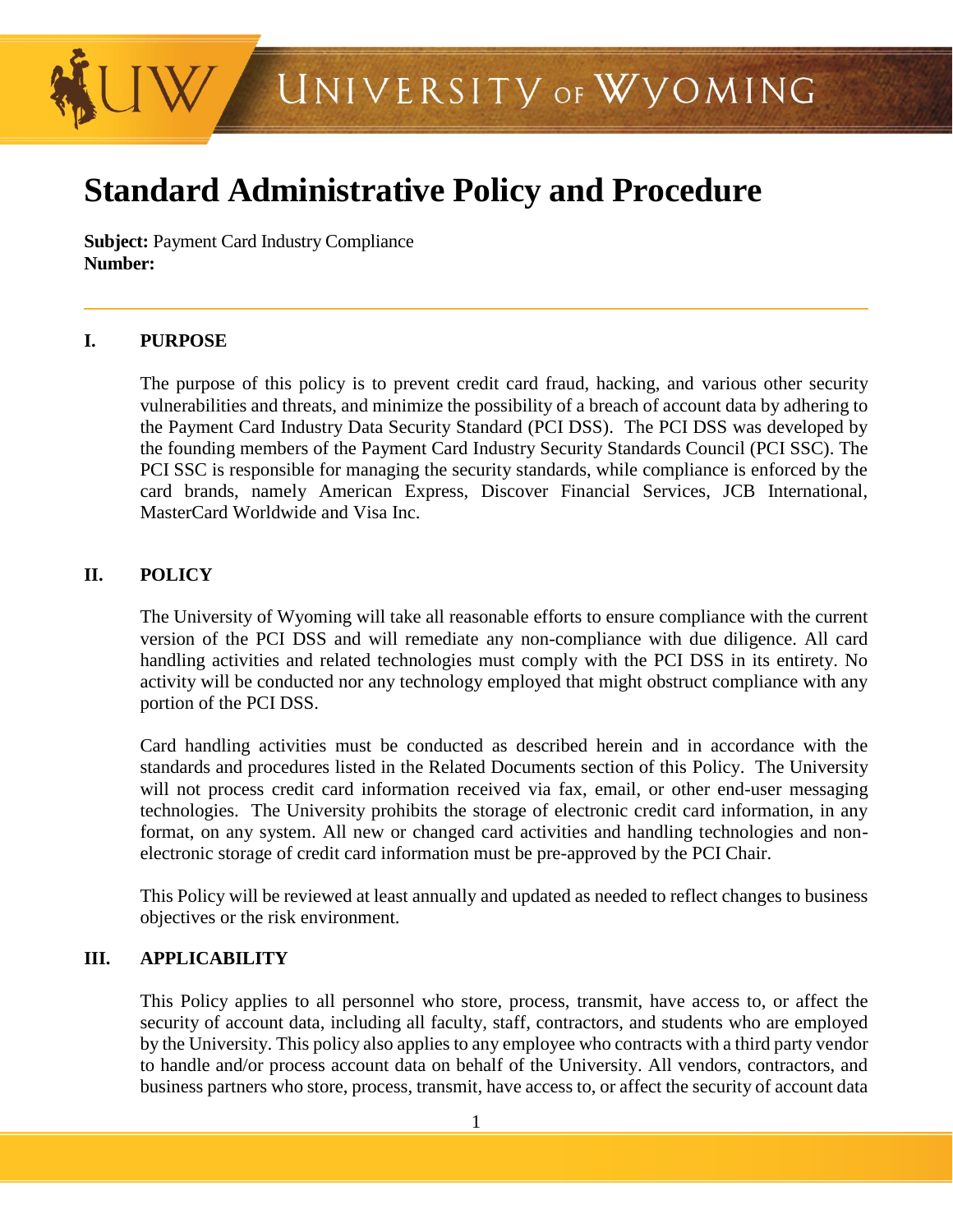# Standard Administrative Policy and Procedure

**Subject:** Payment Card Industry Compliance
**Number:**

---

## I. PURPOSE

The purpose of this policy is to prevent credit card fraud, hacking, and various other security vulnerabilities and threats, and minimize the possibility of a breach of account data by adhering to the Payment Card Industry Data Security Standard (PCI DSS). The PCI DSS was developed by the founding members of the Payment Card Industry Security Standards Council (PCI SSC). The PCI SSC is responsible for managing the security standards, while compliance is enforced by the card brands, namely American Express, Discover Financial Services, JCB International, MasterCard Worldwide and Visa Inc.

## II. POLICY

The University of Wyoming will take all reasonable efforts to ensure compliance with the current version of the PCI DSS and will remediate any non-compliance with due diligence. All card handling activities and related technologies must comply with the PCI DSS in its entirety. No activity will be conducted nor any technology employed that might obstruct compliance with any portion of the PCI DSS.

Card handling activities must be conducted as described herein and in accordance with the standards and procedures listed in the Related Documents section of this Policy. The University will not process credit card information received via fax, email, or other end-user messaging technologies. The University prohibits the storage of electronic credit card information, in any format, on any system. All new or changed card activities and handling technologies and non-electronic storage of credit card information must be pre-approved by the PCI Chair.

This Policy will be reviewed at least annually and updated as needed to reflect changes to business objectives or the risk environment.

## III. APPLICABILITY

This Policy applies to all personnel who store, process, transmit, have access to, or affect the security of account data, including all faculty, staff, contractors, and students who are employed by the University. This policy also applies to any employee who contracts with a third party vendor to handle and/or process account data on behalf of the University. All vendors, contractors, and business partners who store, process, transmit, have access to, or affect the security of account data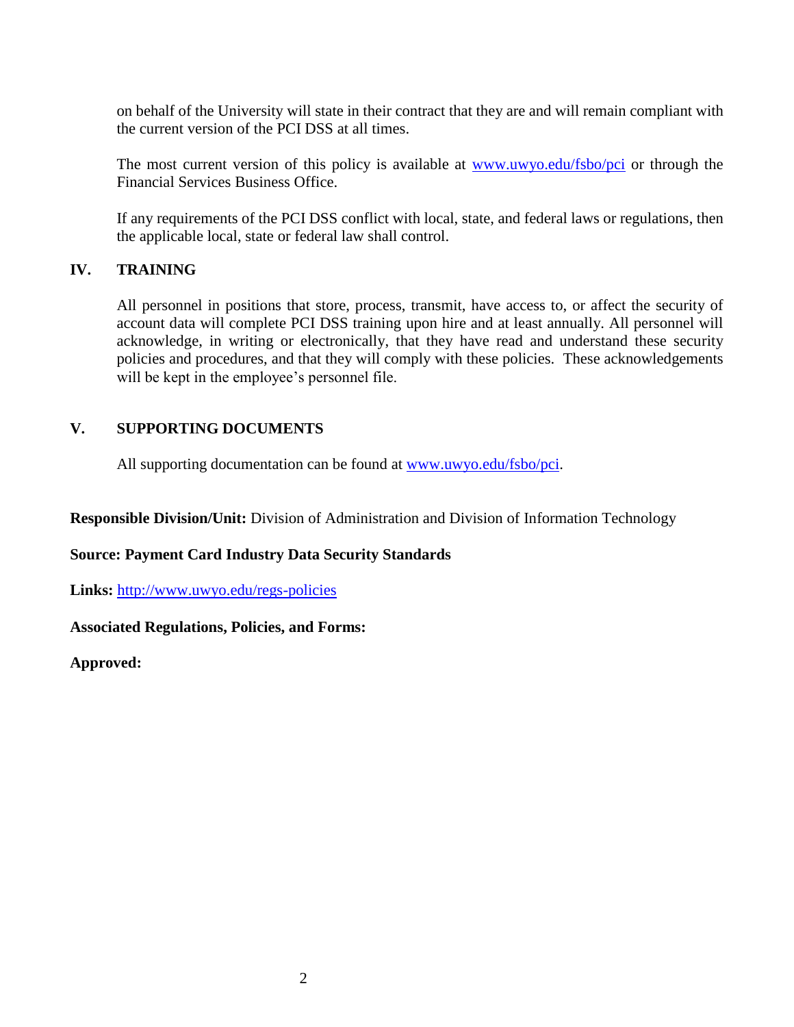on behalf of the University will state in their contract that they are and will remain compliant with the current version of the PCI DSS at all times.

The most current version of this policy is available at [www.uwyo.edu/fsbo/pci](http://www.uwyo.edu/fsbo/pci) or through the Financial Services Business Office.

If any requirements of the PCI DSS conflict with local, state, and federal laws or regulations, then the applicable local, state or federal law shall control.

## IV. TRAINING

All personnel in positions that store, process, transmit, have access to, or affect the security of account data will complete PCI DSS training upon hire and at least annually. All personnel will acknowledge, in writing or electronically, that they have read and understand these security policies and procedures, and that they will comply with these policies. These acknowledgements will be kept in the employee's personnel file.

## V. SUPPORTING DOCUMENTS

All supporting documentation can be found at [www.uwyo.edu/fsbo/pci](http://www.uwyo.edu/fsbo/pci).

**Responsible Division/Unit:** Division of Administration and Division of Information Technology

**Source: Payment Card Industry Data Security Standards**

**Links:** [http://www.uwyo.edu/regs-policies](http://www.uwyo.edu/regs-policies)

**Associated Regulations, Policies, and Forms:**

**Approved:**